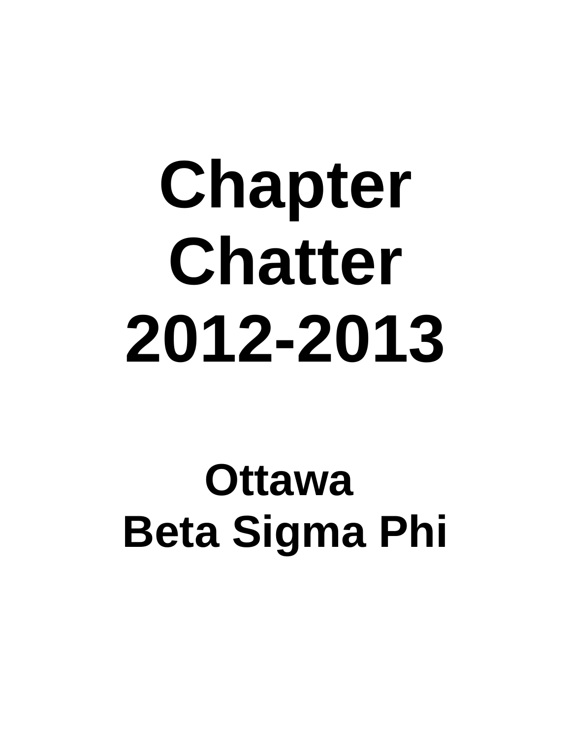# Chapter Chatter 2012-2013

## Ottawa
## Beta Sigma Phi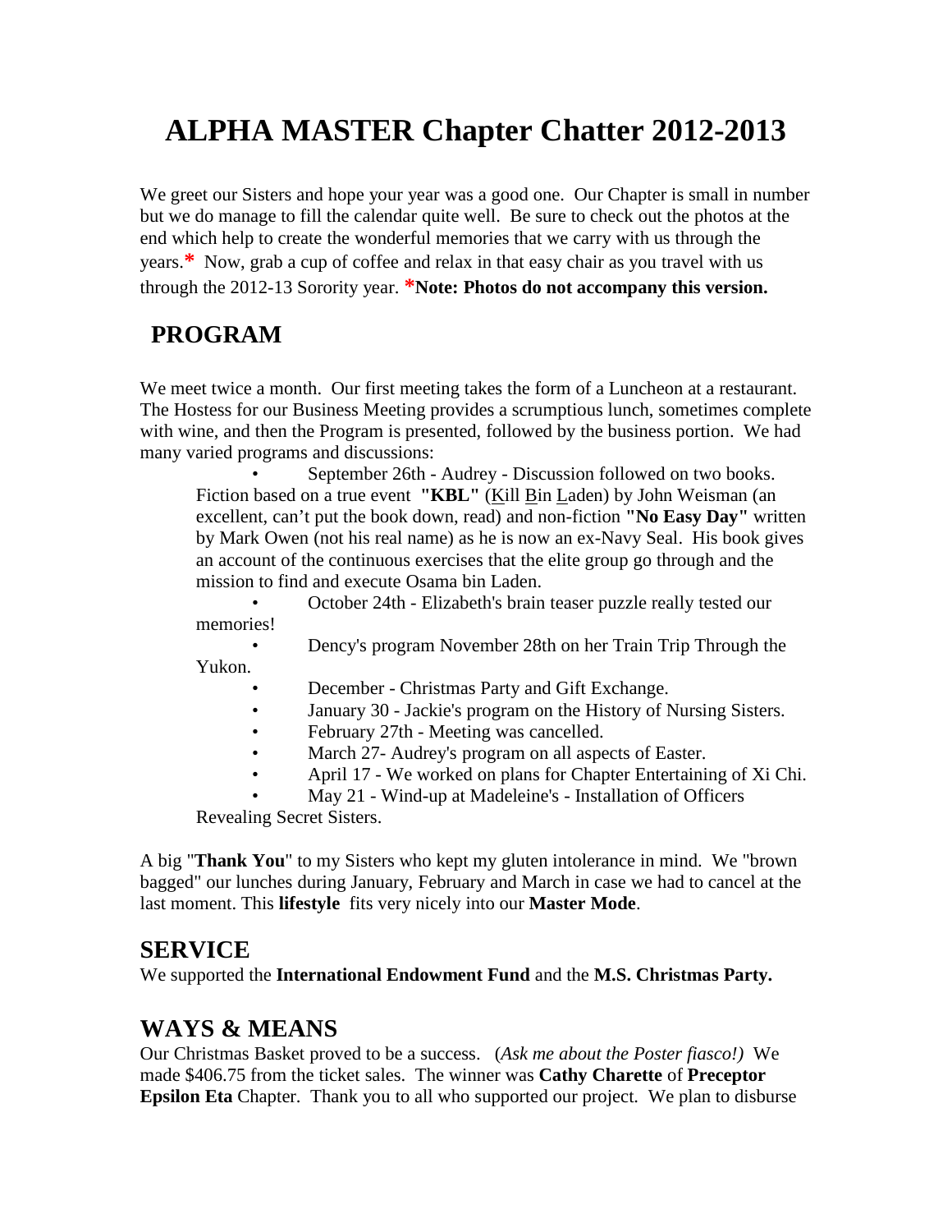# ALPHA MASTER Chapter Chatter 2012-2013

We greet our Sisters and hope your year was a good one. Our Chapter is small in number but we do manage to fill the calendar quite well. Be sure to check out the photos at the end which help to create the wonderful memories that we carry with us through the years.* Now, grab a cup of coffee and relax in that easy chair as you travel with us through the 2012-13 Sorority year. ***Note: Photos do not accompany this version.**

## PROGRAM

We meet twice a month. Our first meeting takes the form of a Luncheon at a restaurant. The Hostess for our Business Meeting provides a scrumptious lunch, sometimes complete with wine, and then the Program is presented, followed by the business portion. We had many varied programs and discussions:

- September 26th - Audrey - Discussion followed on two books. Fiction based on a true event **"KBL"** (<u>K</u>ill <u>B</u>in <u>L</u>aden) by John Weisman (an excellent, can't put the book down, read) and non-fiction **"No Easy Day"** written by Mark Owen (not his real name) as he is now an ex-Navy Seal. His book gives an account of the continuous exercises that the elite group go through and the mission to find and execute Osama bin Laden.
- October 24th - Elizabeth's brain teaser puzzle really tested our memories!
- Dency's program November 28th on her Train Trip Through the Yukon.
- December - Christmas Party and Gift Exchange.
- January 30 - Jackie's program on the History of Nursing Sisters.
- February 27th - Meeting was cancelled.
- March 27- Audrey's program on all aspects of Easter.
- April 17 - We worked on plans for Chapter Entertaining of Xi Chi.
- May 21 - Wind-up at Madeleine's - Installation of Officers Revealing Secret Sisters.

A big "**Thank You**" to my Sisters who kept my gluten intolerance in mind. We "brown bagged" our lunches during January, February and March in case we had to cancel at the last moment. This **lifestyle** fits very nicely into our **Master Mode**.

## SERVICE

We supported the **International Endowment Fund** and the **M.S. Christmas Party.**

## WAYS & MEANS

Our Christmas Basket proved to be a success. (*Ask me about the Poster fiasco!)* We made $406.75 from the ticket sales. The winner was **Cathy Charette** of **Preceptor Epsilon Eta** Chapter. Thank you to all who supported our project. We plan to disburse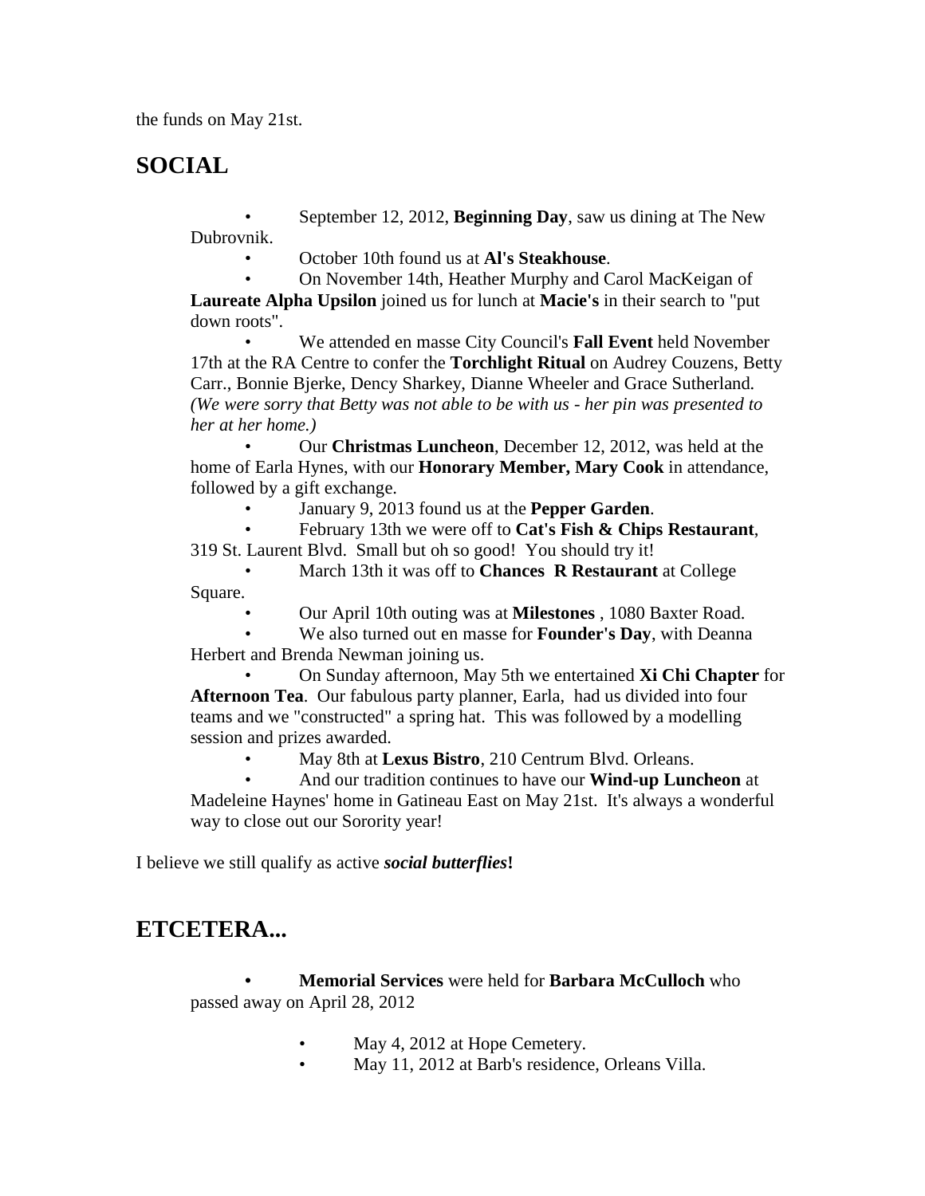the funds on May 21st.

## SOCIAL

- September 12, 2012, **Beginning Day**, saw us dining at The New Dubrovnik.
- October 10th found us at **Al's Steakhouse**.
- On November 14th, Heather Murphy and Carol MacKeigan of **Laureate Alpha Upsilon** joined us for lunch at **Macie's** in their search to "put down roots".
- We attended en masse City Council's **Fall Event** held November 17th at the RA Centre to confer the **Torchlight Ritual** on Audrey Couzens, Betty Carr., Bonnie Bjerke, Dency Sharkey, Dianne Wheeler and Grace Sutherland. *(We were sorry that Betty was not able to be with us - her pin was presented to her at her home.)*
- Our **Christmas Luncheon**, December 12, 2012, was held at the home of Earla Hynes, with our **Honorary Member, Mary Cook** in attendance, followed by a gift exchange.
- January 9, 2013 found us at the **Pepper Garden**.
- February 13th we were off to **Cat's Fish & Chips Restaurant**, 319 St. Laurent Blvd. Small but oh so good! You should try it!
- March 13th it was off to **Chances R Restaurant** at College Square.
- Our April 10th outing was at **Milestones** , 1080 Baxter Road.
- We also turned out en masse for **Founder's Day**, with Deanna Herbert and Brenda Newman joining us.
- On Sunday afternoon, May 5th we entertained **Xi Chi Chapter** for **Afternoon Tea**. Our fabulous party planner, Earla, had us divided into four teams and we "constructed" a spring hat. This was followed by a modelling session and prizes awarded.
- May 8th at **Lexus Bistro**, 210 Centrum Blvd. Orleans.
- And our tradition continues to have our **Wind-up Luncheon** at Madeleine Haynes' home in Gatineau East on May 21st. It's always a wonderful way to close out our Sorority year!

I believe we still qualify as active ***social butterflies*!**

## ETCETERA...

- **Memorial Services** were held for **Barbara McCulloch** who passed away on April 28, 2012
    - May 4, 2012 at Hope Cemetery.
    - May 11, 2012 at Barb's residence, Orleans Villa.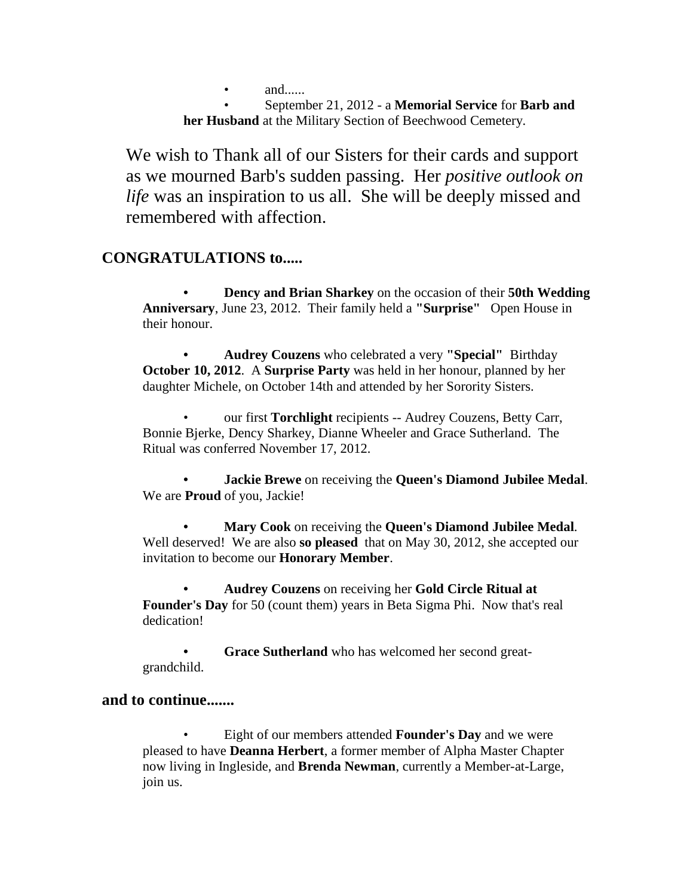- and......
- September 21, 2012 - a **Memorial Service** for **Barb and her Husband** at the Military Section of Beechwood Cemetery.

We wish to Thank all of our Sisters for their cards and support as we mourned Barb's sudden passing. Her *positive outlook on life* was an inspiration to us all. She will be deeply missed and remembered with affection.

## CONGRATULATIONS to.....

- **Dency and Brian Sharkey** on the occasion of their **50th Wedding Anniversary**, June 23, 2012. Their family held a **"Surprise"** Open House in their honour.

- **Audrey Couzens** who celebrated a very **"Special"** Birthday **October 10, 2012**. A **Surprise Party** was held in her honour, planned by her daughter Michele, on October 14th and attended by her Sorority Sisters.

- our first **Torchlight** recipients -- Audrey Couzens, Betty Carr, Bonnie Bjerke, Dency Sharkey, Dianne Wheeler and Grace Sutherland. The Ritual was conferred November 17, 2012.

- **Jackie Brewe** on receiving the **Queen's Diamond Jubilee Medal**. We are **Proud** of you, Jackie!

- **Mary Cook** on receiving the **Queen's Diamond Jubilee Medal**. Well deserved! We are also **so pleased** that on May 30, 2012, she accepted our invitation to become our **Honorary Member**.

- **Audrey Couzens** on receiving her **Gold Circle Ritual at Founder's Day** for 50 (count them) years in Beta Sigma Phi. Now that's real dedication!

- **Grace Sutherland** who has welcomed her second great-grandchild.

## and to continue.......

- Eight of our members attended **Founder's Day** and we were pleased to have **Deanna Herbert**, a former member of Alpha Master Chapter now living in Ingleside, and **Brenda Newman**, currently a Member-at-Large, join us.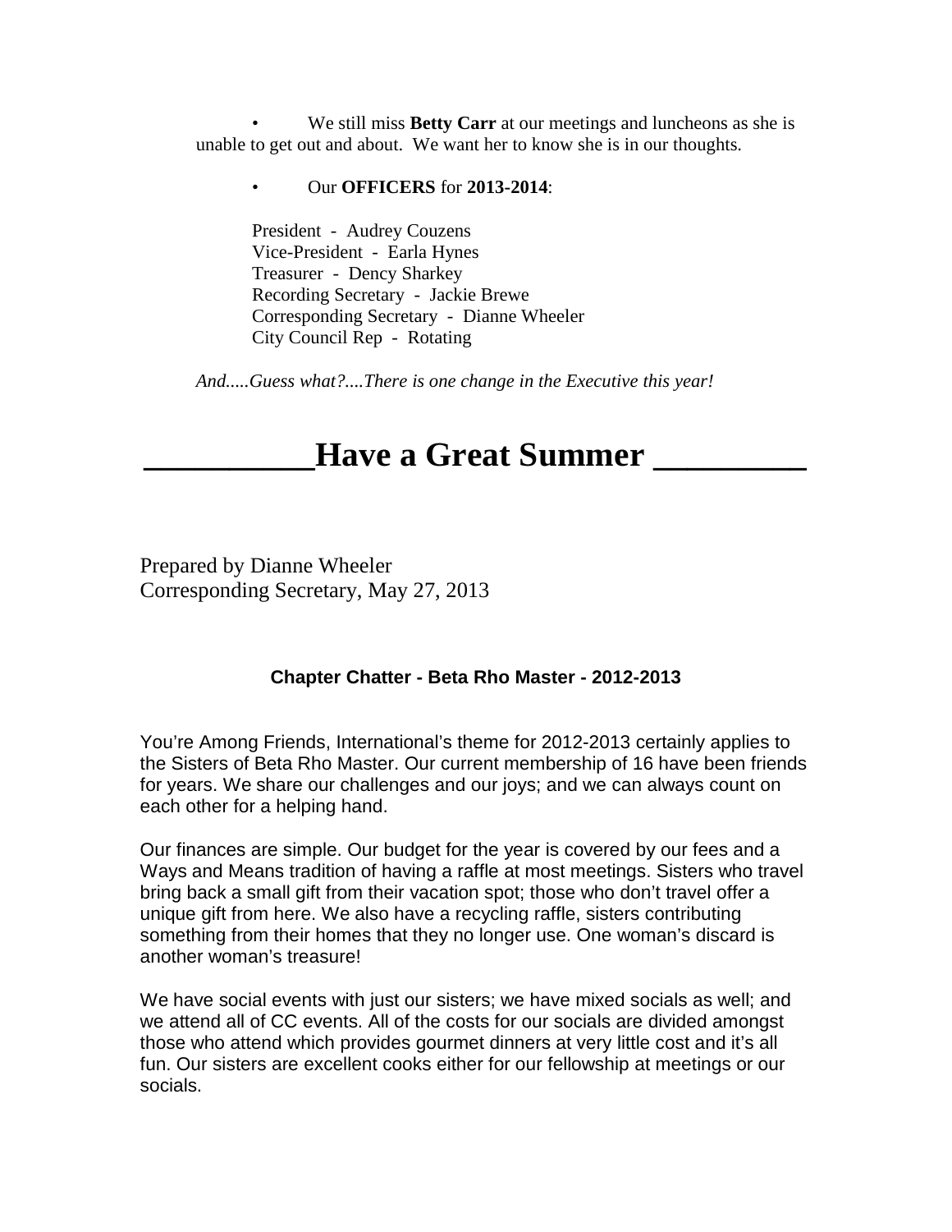- We still miss **Betty Carr** at our meetings and luncheons as she is unable to get out and about. We want her to know she is in our thoughts.

- Our **OFFICERS** for **2013-2014**:

  President - Audrey Couzens
  Vice-President - Earla Hynes
  Treasurer - Dency Sharkey
  Recording Secretary - Jackie Brewe
  Corresponding Secretary - Dianne Wheeler
  City Council Rep - Rotating

*And.....Guess what?....There is one change in the Executive this year!*

# __________Have a Great Summer _________

Prepared by Dianne Wheeler
Corresponding Secretary, May 27, 2013

### Chapter Chatter - Beta Rho Master - 2012-2013

You're Among Friends, International's theme for 2012-2013 certainly applies to the Sisters of Beta Rho Master. Our current membership of 16 have been friends for years. We share our challenges and our joys; and we can always count on each other for a helping hand.

Our finances are simple. Our budget for the year is covered by our fees and a Ways and Means tradition of having a raffle at most meetings. Sisters who travel bring back a small gift from their vacation spot; those who don't travel offer a unique gift from here. We also have a recycling raffle, sisters contributing something from their homes that they no longer use. One woman's discard is another woman's treasure!

We have social events with just our sisters; we have mixed socials as well; and we attend all of CC events. All of the costs for our socials are divided amongst those who attend which provides gourmet dinners at very little cost and it's all fun. Our sisters are excellent cooks either for our fellowship at meetings or our socials.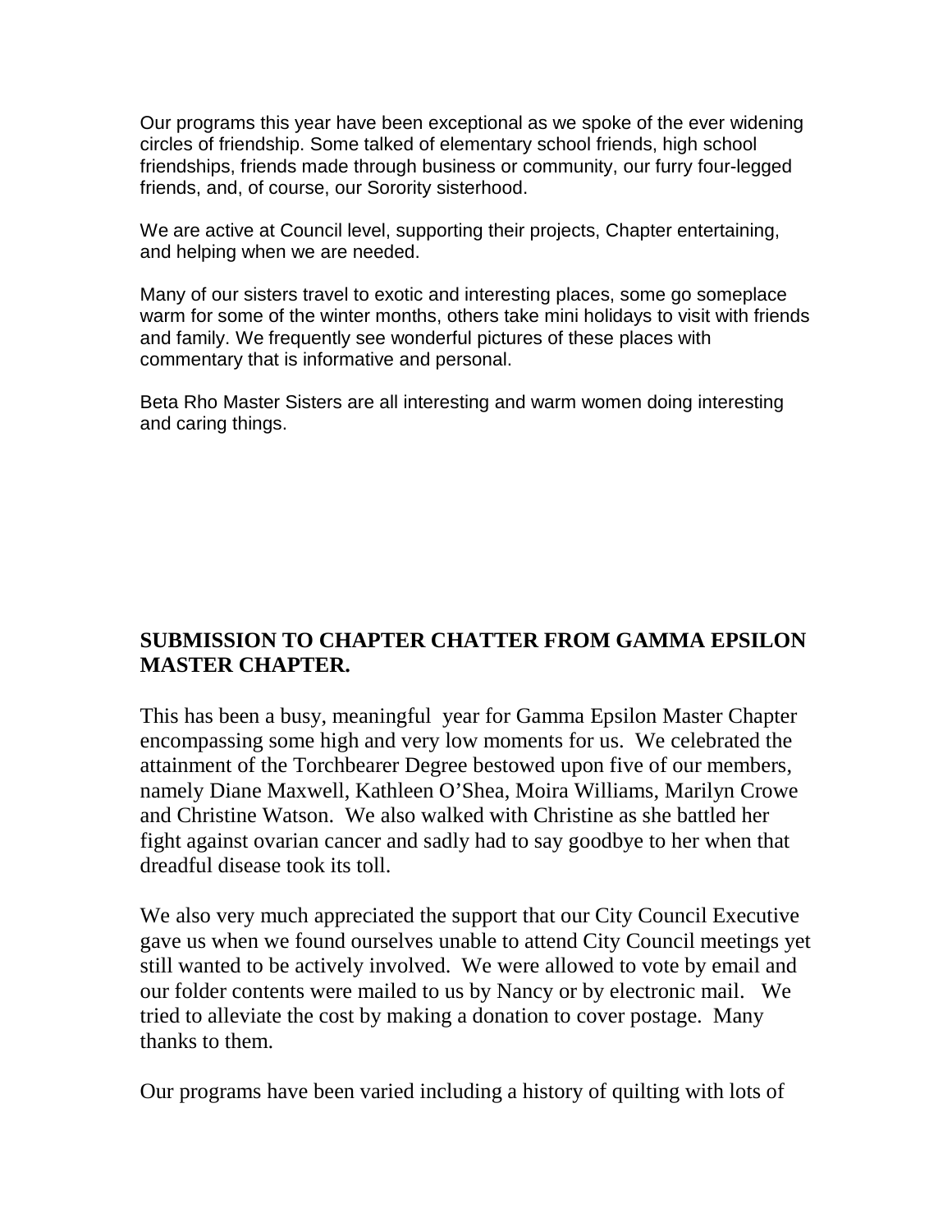Our programs this year have been exceptional as we spoke of the ever widening circles of friendship. Some talked of elementary school friends, high school friendships, friends made through business or community, our furry four-legged friends, and, of course, our Sorority sisterhood.

We are active at Council level, supporting their projects, Chapter entertaining, and helping when we are needed.

Many of our sisters travel to exotic and interesting places, some go someplace warm for some of the winter months, others take mini holidays to visit with friends and family. We frequently see wonderful pictures of these places with commentary that is informative and personal.

Beta Rho Master Sisters are all interesting and warm women doing interesting and caring things.

**SUBMISSION TO CHAPTER CHATTER FROM GAMMA EPSILON MASTER CHAPTER.**

This has been a busy, meaningful year for Gamma Epsilon Master Chapter encompassing some high and very low moments for us. We celebrated the attainment of the Torchbearer Degree bestowed upon five of our members, namely Diane Maxwell, Kathleen O'Shea, Moira Williams, Marilyn Crowe and Christine Watson. We also walked with Christine as she battled her fight against ovarian cancer and sadly had to say goodbye to her when that dreadful disease took its toll.

We also very much appreciated the support that our City Council Executive gave us when we found ourselves unable to attend City Council meetings yet still wanted to be actively involved. We were allowed to vote by email and our folder contents were mailed to us by Nancy or by electronic mail. We tried to alleviate the cost by making a donation to cover postage. Many thanks to them.

Our programs have been varied including a history of quilting with lots of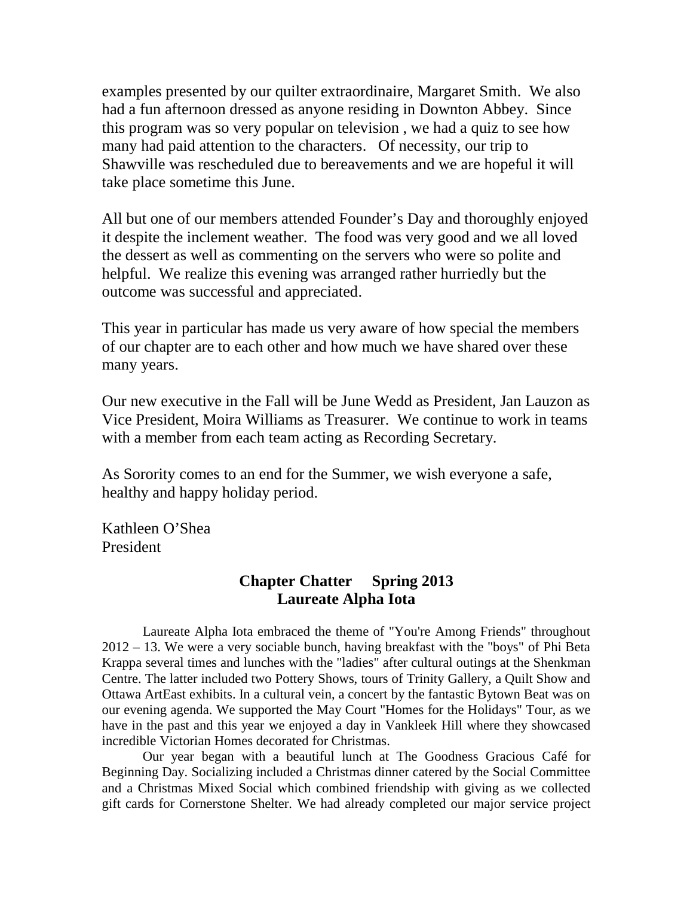examples presented by our quilter extraordinaire, Margaret Smith. We also had a fun afternoon dressed as anyone residing in Downton Abbey. Since this program was so very popular on television , we had a quiz to see how many had paid attention to the characters. Of necessity, our trip to Shawville was rescheduled due to bereavements and we are hopeful it will take place sometime this June.

All but one of our members attended Founder's Day and thoroughly enjoyed it despite the inclement weather. The food was very good and we all loved the dessert as well as commenting on the servers who were so polite and helpful. We realize this evening was arranged rather hurriedly but the outcome was successful and appreciated.

This year in particular has made us very aware of how special the members of our chapter are to each other and how much we have shared over these many years.

Our new executive in the Fall will be June Wedd as President, Jan Lauzon as Vice President, Moira Williams as Treasurer. We continue to work in teams with a member from each team acting as Recording Secretary.

As Sorority comes to an end for the Summer, we wish everyone a safe, healthy and happy holiday period.

Kathleen O'Shea
President

## Chapter Chatter Spring 2013
## Laureate Alpha Iota

Laureate Alpha Iota embraced the theme of "You're Among Friends" throughout 2012 – 13. We were a very sociable bunch, having breakfast with the "boys" of Phi Beta Krappa several times and lunches with the "ladies" after cultural outings at the Shenkman Centre. The latter included two Pottery Shows, tours of Trinity Gallery, a Quilt Show and Ottawa ArtEast exhibits. In a cultural vein, a concert by the fantastic Bytown Beat was on our evening agenda. We supported the May Court "Homes for the Holidays" Tour, as we have in the past and this year we enjoyed a day in Vankleek Hill where they showcased incredible Victorian Homes decorated for Christmas.

Our year began with a beautiful lunch at The Goodness Gracious Café for Beginning Day. Socializing included a Christmas dinner catered by the Social Committee and a Christmas Mixed Social which combined friendship with giving as we collected gift cards for Cornerstone Shelter. We had already completed our major service project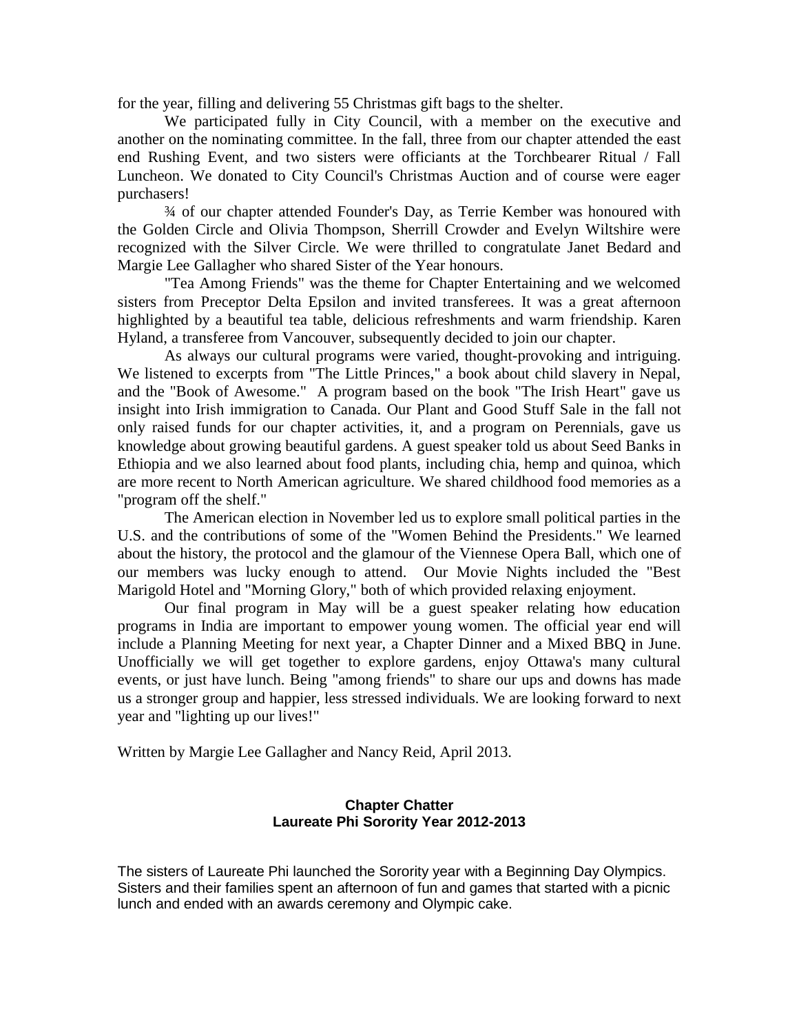for the year, filling and delivering 55 Christmas gift bags to the shelter.

We participated fully in City Council, with a member on the executive and another on the nominating committee. In the fall, three from our chapter attended the east end Rushing Event, and two sisters were officiants at the Torchbearer Ritual / Fall Luncheon. We donated to City Council's Christmas Auction and of course were eager purchasers!

¾ of our chapter attended Founder's Day, as Terrie Kember was honoured with the Golden Circle and Olivia Thompson, Sherrill Crowder and Evelyn Wiltshire were recognized with the Silver Circle. We were thrilled to congratulate Janet Bedard and Margie Lee Gallagher who shared Sister of the Year honours.

"Tea Among Friends" was the theme for Chapter Entertaining and we welcomed sisters from Preceptor Delta Epsilon and invited transferees. It was a great afternoon highlighted by a beautiful tea table, delicious refreshments and warm friendship. Karen Hyland, a transferee from Vancouver, subsequently decided to join our chapter.

As always our cultural programs were varied, thought-provoking and intriguing. We listened to excerpts from "The Little Princes," a book about child slavery in Nepal, and the "Book of Awesome." A program based on the book "The Irish Heart" gave us insight into Irish immigration to Canada. Our Plant and Good Stuff Sale in the fall not only raised funds for our chapter activities, it, and a program on Perennials, gave us knowledge about growing beautiful gardens. A guest speaker told us about Seed Banks in Ethiopia and we also learned about food plants, including chia, hemp and quinoa, which are more recent to North American agriculture. We shared childhood food memories as a "program off the shelf."

The American election in November led us to explore small political parties in the U.S. and the contributions of some of the "Women Behind the Presidents." We learned about the history, the protocol and the glamour of the Viennese Opera Ball, which one of our members was lucky enough to attend. Our Movie Nights included the "Best Marigold Hotel and "Morning Glory," both of which provided relaxing enjoyment.

Our final program in May will be a guest speaker relating how education programs in India are important to empower young women. The official year end will include a Planning Meeting for next year, a Chapter Dinner and a Mixed BBQ in June. Unofficially we will get together to explore gardens, enjoy Ottawa's many cultural events, or just have lunch. Being "among friends" to share our ups and downs has made us a stronger group and happier, less stressed individuals. We are looking forward to next year and "lighting up our lives!"

Written by Margie Lee Gallagher and Nancy Reid, April 2013.

## Chapter Chatter
## Laureate Phi Sorority Year 2012-2013

The sisters of Laureate Phi launched the Sorority year with a Beginning Day Olympics. Sisters and their families spent an afternoon of fun and games that started with a picnic lunch and ended with an awards ceremony and Olympic cake.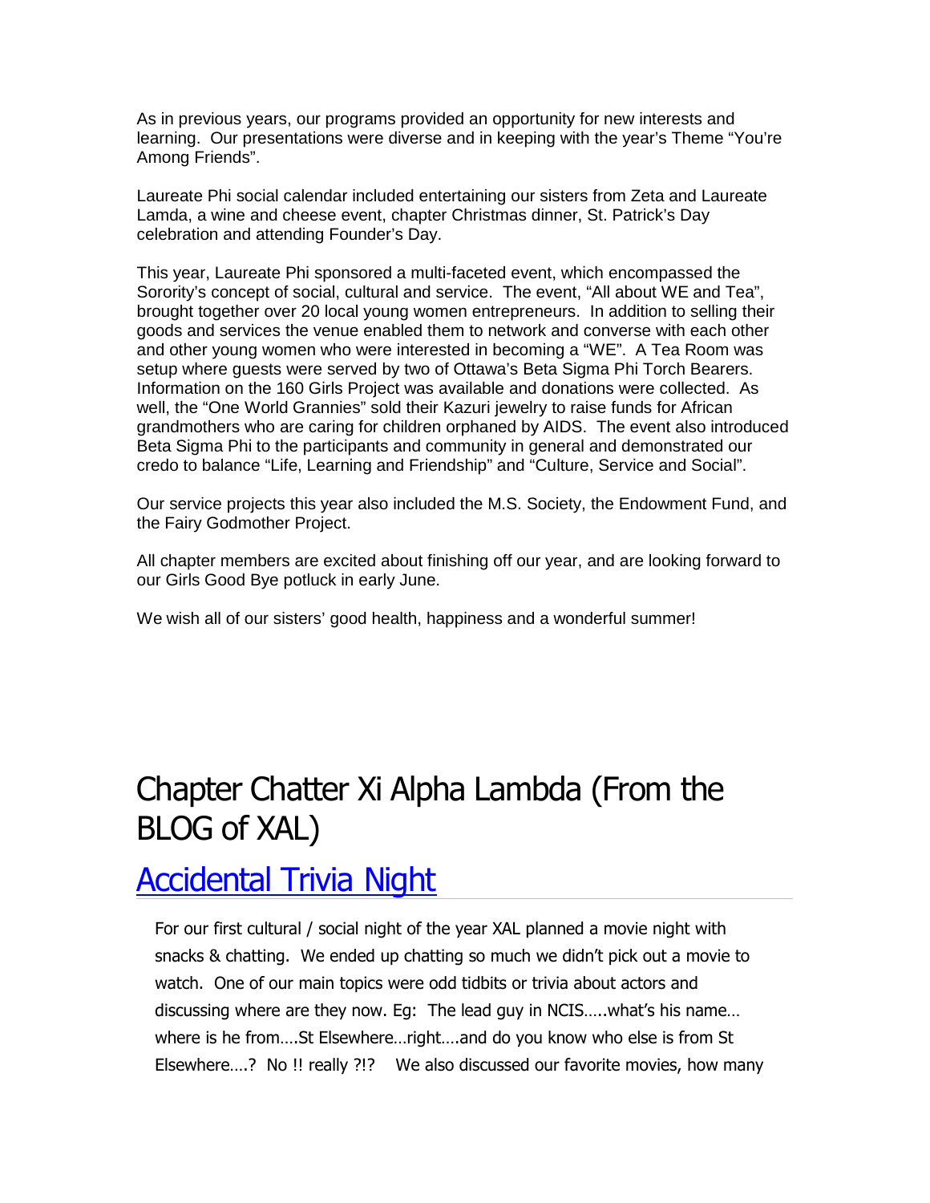As in previous years, our programs provided an opportunity for new interests and learning. Our presentations were diverse and in keeping with the year's Theme "You're Among Friends".

Laureate Phi social calendar included entertaining our sisters from Zeta and Laureate Lamda, a wine and cheese event, chapter Christmas dinner, St. Patrick's Day celebration and attending Founder's Day.

This year, Laureate Phi sponsored a multi-faceted event, which encompassed the Sorority's concept of social, cultural and service. The event, "All about WE and Tea", brought together over 20 local young women entrepreneurs. In addition to selling their goods and services the venue enabled them to network and converse with each other and other young women who were interested in becoming a "WE". A Tea Room was setup where guests were served by two of Ottawa's Beta Sigma Phi Torch Bearers. Information on the 160 Girls Project was available and donations were collected. As well, the "One World Grannies" sold their Kazuri jewelry to raise funds for African grandmothers who are caring for children orphaned by AIDS. The event also introduced Beta Sigma Phi to the participants and community in general and demonstrated our credo to balance "Life, Learning and Friendship" and "Culture, Service and Social".

Our service projects this year also included the M.S. Society, the Endowment Fund, and the Fairy Godmother Project.

All chapter members are excited about finishing off our year, and are looking forward to our Girls Good Bye potluck in early June.

We wish all of our sisters' good health, happiness and a wonderful summer!

# Chapter Chatter Xi Alpha Lambda (From the BLOG of XAL)

## Accidental Trivia Night

For our first cultural / social night of the year XAL planned a movie night with snacks & chatting. We ended up chatting so much we didn't pick out a movie to watch. One of our main topics were odd tidbits or trivia about actors and discussing where are they now. Eg: The lead guy in NCIS…..what's his name… where is he from….St Elsewhere…right….and do you know who else is from St Elsewhere….? No !! really ?!? We also discussed our favorite movies, how many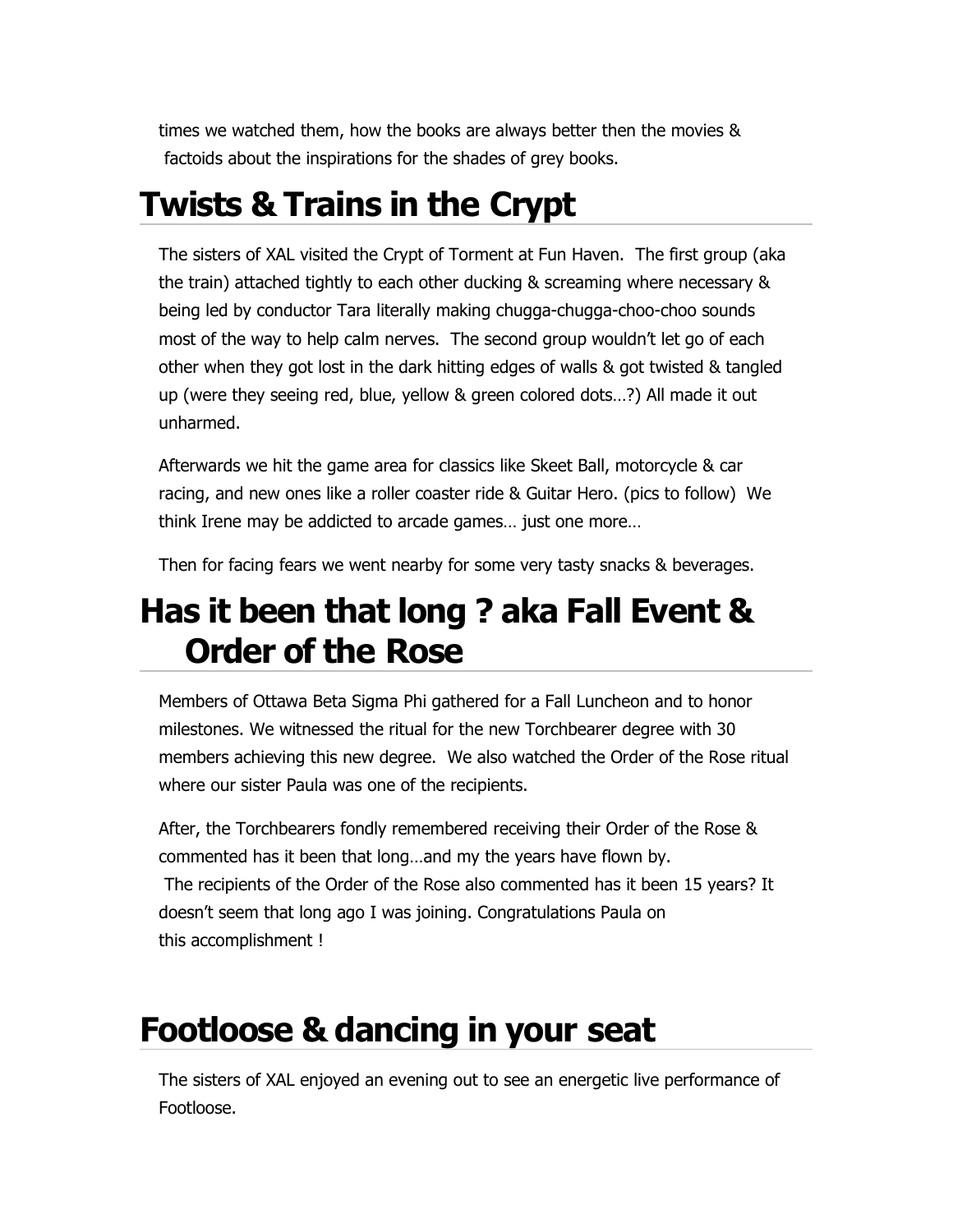times we watched them, how the books are always better then the movies & factoids about the inspirations for the shades of grey books.

# Twists & Trains in the Crypt

The sisters of XAL visited the Crypt of Torment at Fun Haven. The first group (aka the train) attached tightly to each other ducking & screaming where necessary & being led by conductor Tara literally making chugga-chugga-choo-choo sounds most of the way to help calm nerves. The second group wouldn't let go of each other when they got lost in the dark hitting edges of walls & got twisted & tangled up (were they seeing red, blue, yellow & green colored dots…?) All made it out unharmed.

Afterwards we hit the game area for classics like Skeet Ball, motorcycle & car racing, and new ones like a roller coaster ride & Guitar Hero. (pics to follow) We think Irene may be addicted to arcade games… just one more…

Then for facing fears we went nearby for some very tasty snacks & beverages.

# Has it been that long ? aka Fall Event & Order of the Rose

Members of Ottawa Beta Sigma Phi gathered for a Fall Luncheon and to honor milestones. We witnessed the ritual for the new Torchbearer degree with 30 members achieving this new degree. We also watched the Order of the Rose ritual where our sister Paula was one of the recipients.

After, the Torchbearers fondly remembered receiving their Order of the Rose & commented has it been that long…and my the years have flown by.

The recipients of the Order of the Rose also commented has it been 15 years? It doesn't seem that long ago I was joining. Congratulations Paula on this accomplishment !

# Footloose & dancing in your seat

The sisters of XAL enjoyed an evening out to see an energetic live performance of Footloose.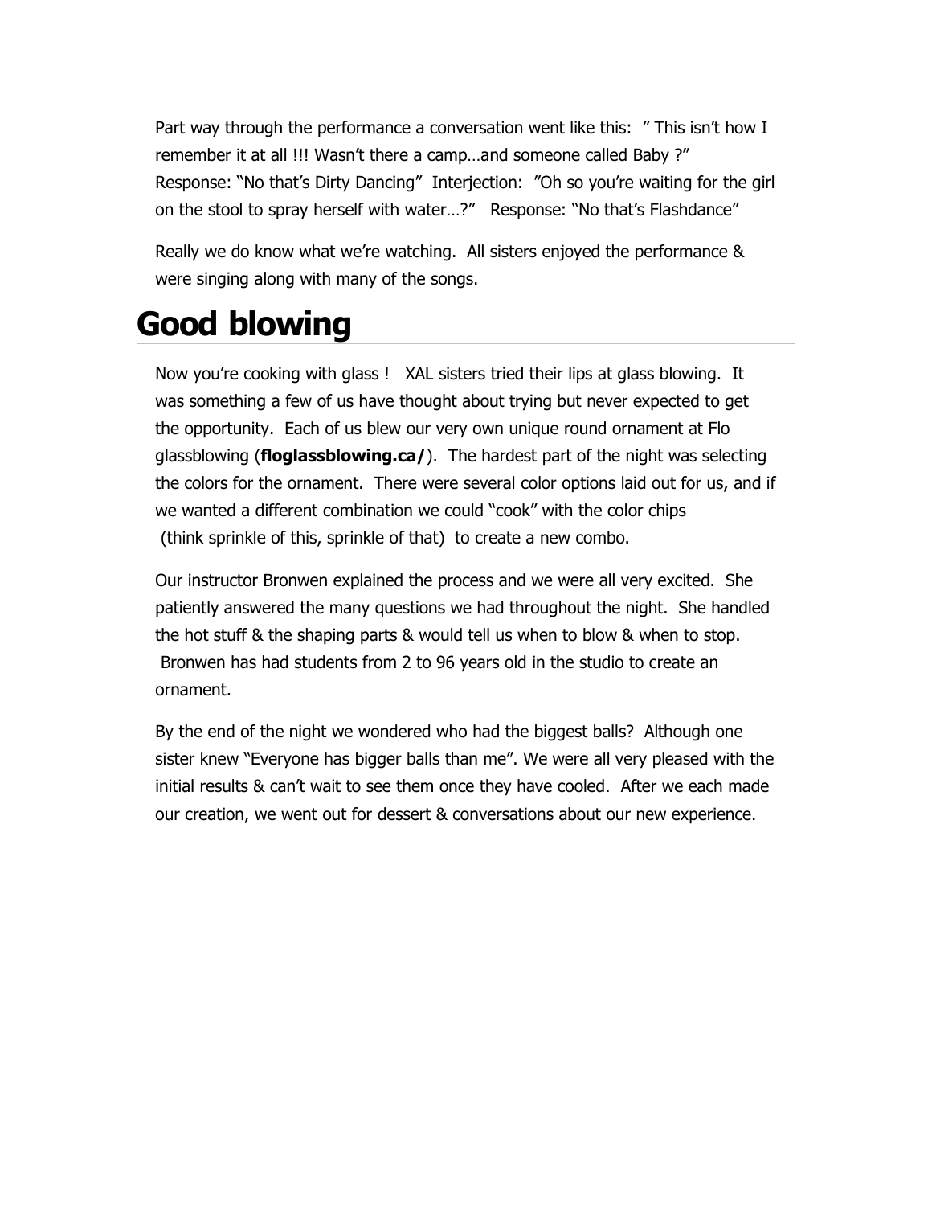Part way through the performance a conversation went like this: " This isn't how I remember it at all !!! Wasn't there a camp…and someone called Baby ?" Response: "No that's Dirty Dancing" Interjection: "Oh so you're waiting for the girl on the stool to spray herself with water…?" Response: "No that's Flashdance"

Really we do know what we're watching. All sisters enjoyed the performance & were singing along with many of the songs.

# Good blowing

Now you're cooking with glass ! XAL sisters tried their lips at glass blowing. It was something a few of us have thought about trying but never expected to get the opportunity. Each of us blew our very own unique round ornament at Flo glassblowing (**floglassblowing.ca/**). The hardest part of the night was selecting the colors for the ornament. There were several color options laid out for us, and if we wanted a different combination we could "cook" with the color chips (think sprinkle of this, sprinkle of that) to create a new combo.

Our instructor Bronwen explained the process and we were all very excited. She patiently answered the many questions we had throughout the night. She handled the hot stuff & the shaping parts & would tell us when to blow & when to stop. Bronwen has had students from 2 to 96 years old in the studio to create an ornament.

By the end of the night we wondered who had the biggest balls? Although one sister knew "Everyone has bigger balls than me". We were all very pleased with the initial results & can't wait to see them once they have cooled. After we each made our creation, we went out for dessert & conversations about our new experience.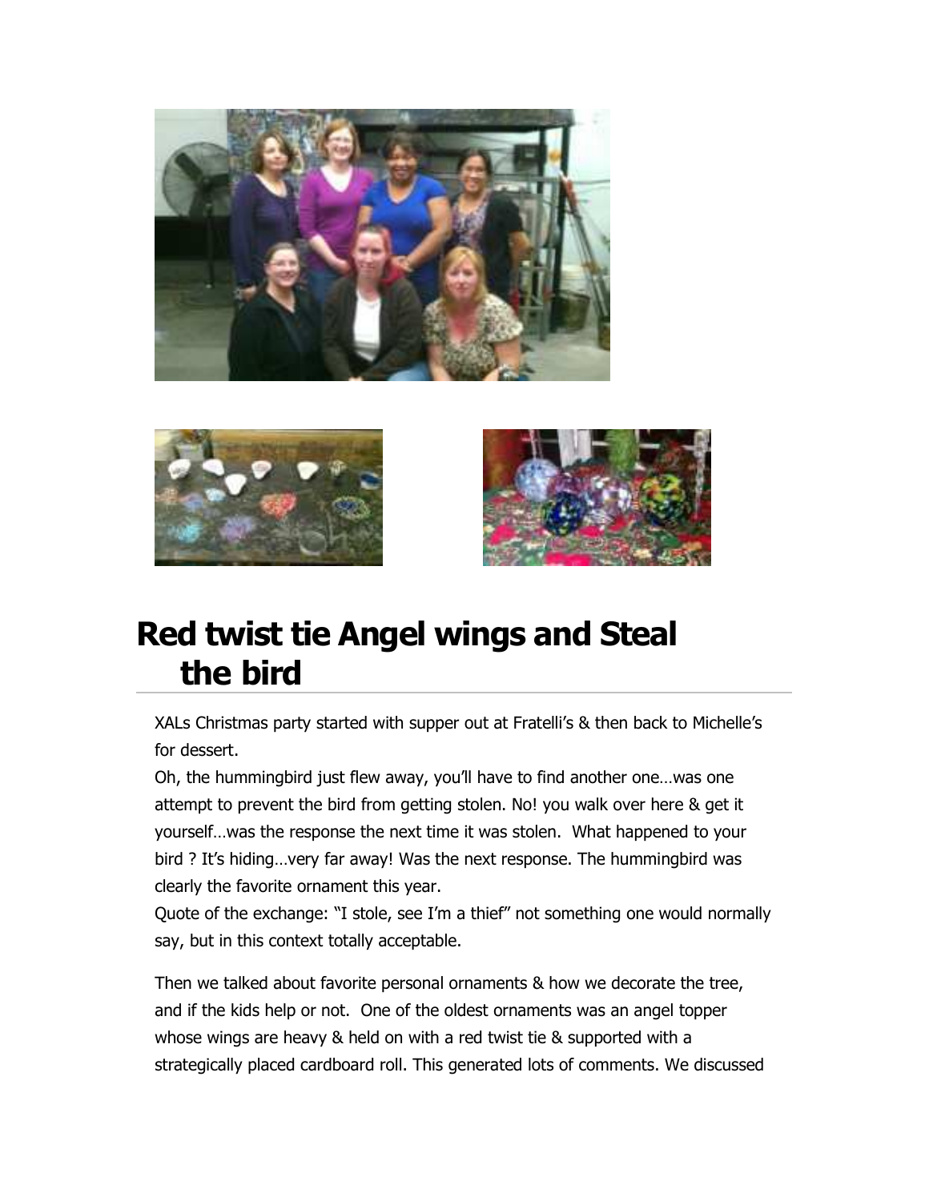# Red twist tie Angel wings and Steal the bird

XALs Christmas party started with supper out at Fratelli's & then back to Michelle's for dessert.

Oh, the hummingbird just flew away, you'll have to find another one…was one attempt to prevent the bird from getting stolen. No! you walk over here & get it yourself…was the response the next time it was stolen. What happened to your bird ? It's hiding…very far away! Was the next response. The hummingbird was clearly the favorite ornament this year.

Quote of the exchange: "I stole, see I'm a thief" not something one would normally say, but in this context totally acceptable.

Then we talked about favorite personal ornaments & how we decorate the tree, and if the kids help or not. One of the oldest ornaments was an angel topper whose wings are heavy & held on with a red twist tie & supported with a strategically placed cardboard roll. This generated lots of comments. We discussed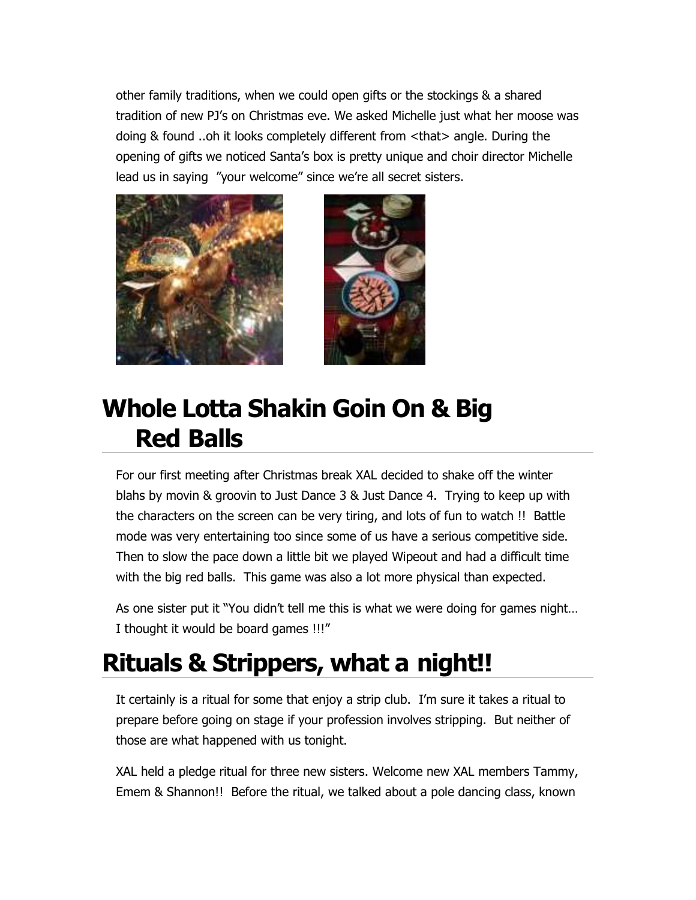other family traditions, when we could open gifts or the stockings & a shared tradition of new PJ's on Christmas eve. We asked Michelle just what her moose was doing & found ..oh it looks completely different from <that> angle. During the opening of gifts we noticed Santa's box is pretty unique and choir director Michelle lead us in saying "your welcome" since we're all secret sisters.

# Whole Lotta Shakin Goin On & Big Red Balls

For our first meeting after Christmas break XAL decided to shake off the winter blahs by movin & groovin to Just Dance 3 & Just Dance 4. Trying to keep up with the characters on the screen can be very tiring, and lots of fun to watch !! Battle mode was very entertaining too since some of us have a serious competitive side. Then to slow the pace down a little bit we played Wipeout and had a difficult time with the big red balls. This game was also a lot more physical than expected.

As one sister put it "You didn't tell me this is what we were doing for games night… I thought it would be board games !!!"

# Rituals & Strippers, what a night!!

It certainly is a ritual for some that enjoy a strip club. I'm sure it takes a ritual to prepare before going on stage if your profession involves stripping. But neither of those are what happened with us tonight.

XAL held a pledge ritual for three new sisters. Welcome new XAL members Tammy, Emem & Shannon!! Before the ritual, we talked about a pole dancing class, known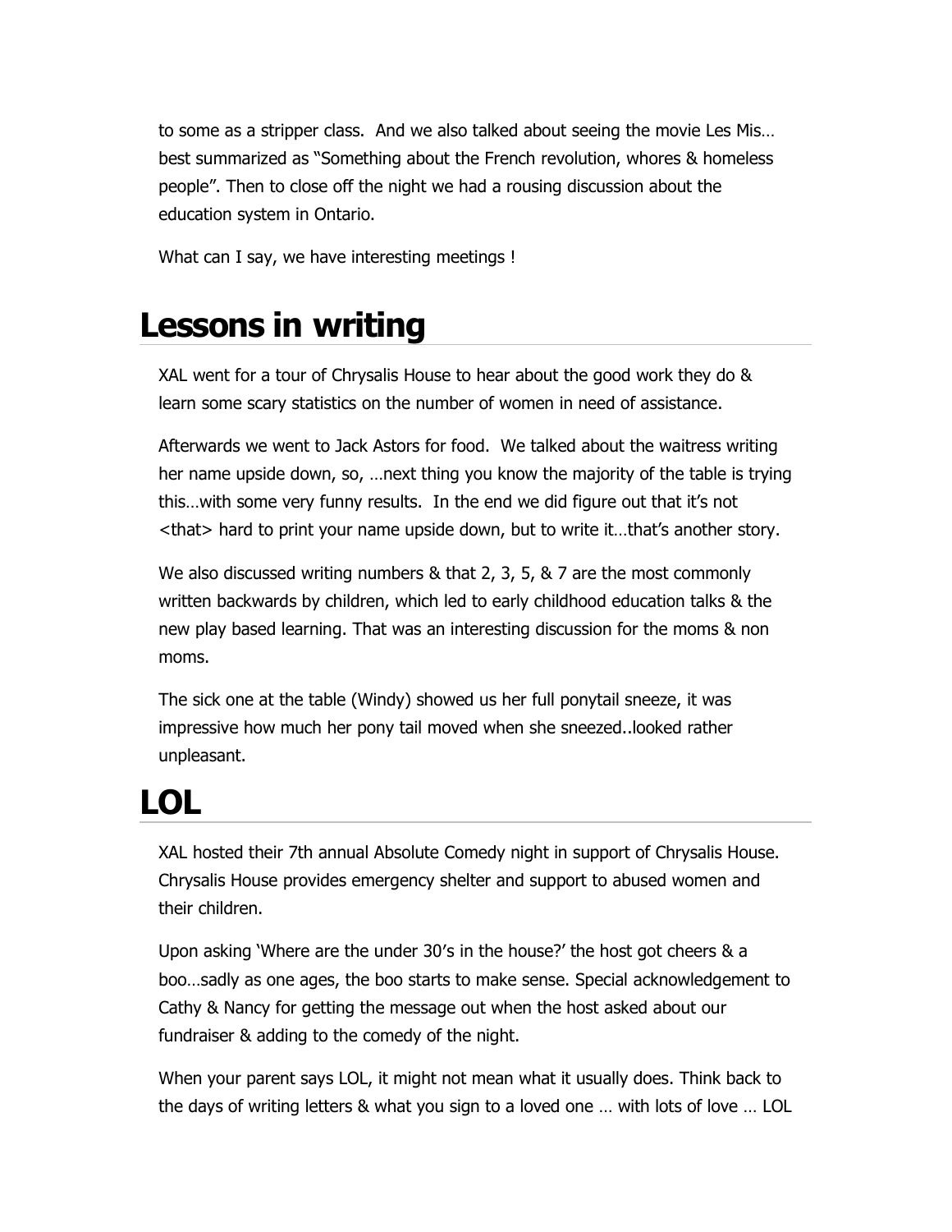to some as a stripper class. And we also talked about seeing the movie Les Mis… best summarized as "Something about the French revolution, whores & homeless people". Then to close off the night we had a rousing discussion about the education system in Ontario.

What can I say, we have interesting meetings !

# Lessons in writing

XAL went for a tour of Chrysalis House to hear about the good work they do & learn some scary statistics on the number of women in need of assistance.

Afterwards we went to Jack Astors for food. We talked about the waitress writing her name upside down, so, …next thing you know the majority of the table is trying this…with some very funny results. In the end we did figure out that it's not <that> hard to print your name upside down, but to write it…that's another story.

We also discussed writing numbers & that 2, 3, 5, & 7 are the most commonly written backwards by children, which led to early childhood education talks & the new play based learning. That was an interesting discussion for the moms & non moms.

The sick one at the table (Windy) showed us her full ponytail sneeze, it was impressive how much her pony tail moved when she sneezed..looked rather unpleasant.

# LOL

XAL hosted their 7th annual Absolute Comedy night in support of Chrysalis House. Chrysalis House provides emergency shelter and support to abused women and their children.

Upon asking 'Where are the under 30's in the house?' the host got cheers & a boo…sadly as one ages, the boo starts to make sense. Special acknowledgement to Cathy & Nancy for getting the message out when the host asked about our fundraiser & adding to the comedy of the night.

When your parent says LOL, it might not mean what it usually does. Think back to the days of writing letters & what you sign to a loved one … with lots of love … LOL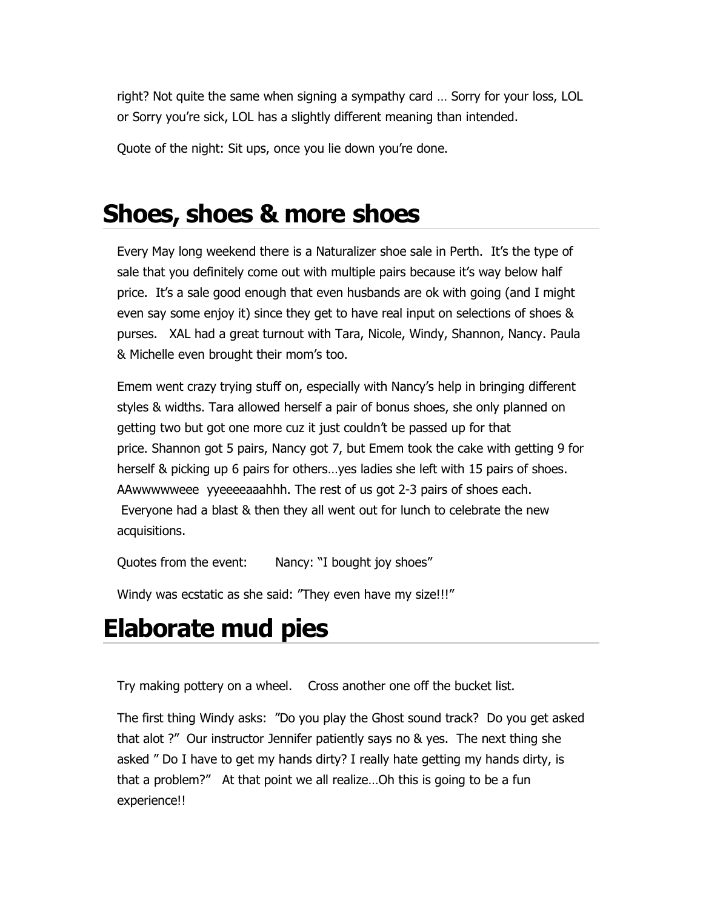right? Not quite the same when signing a sympathy card … Sorry for your loss, LOL or Sorry you're sick, LOL has a slightly different meaning than intended.

Quote of the night: Sit ups, once you lie down you're done.

# Shoes, shoes & more shoes

Every May long weekend there is a Naturalizer shoe sale in Perth. It's the type of sale that you definitely come out with multiple pairs because it's way below half price. It's a sale good enough that even husbands are ok with going (and I might even say some enjoy it) since they get to have real input on selections of shoes & purses. XAL had a great turnout with Tara, Nicole, Windy, Shannon, Nancy. Paula & Michelle even brought their mom's too.

Emem went crazy trying stuff on, especially with Nancy's help in bringing different styles & widths. Tara allowed herself a pair of bonus shoes, she only planned on getting two but got one more cuz it just couldn't be passed up for that price. Shannon got 5 pairs, Nancy got 7, but Emem took the cake with getting 9 for herself & picking up 6 pairs for others…yes ladies she left with 15 pairs of shoes. AAwwwwweee yyeeeeaaahhh. The rest of us got 2-3 pairs of shoes each. Everyone had a blast & then they all went out for lunch to celebrate the new acquisitions.

Quotes from the event: Nancy: "I bought joy shoes"

Windy was ecstatic as she said: "They even have my size!!!"

# Elaborate mud pies

Try making pottery on a wheel. Cross another one off the bucket list.

The first thing Windy asks: "Do you play the Ghost sound track? Do you get asked that alot ?" Our instructor Jennifer patiently says no & yes. The next thing she asked " Do I have to get my hands dirty? I really hate getting my hands dirty, is that a problem?" At that point we all realize…Oh this is going to be a fun experience!!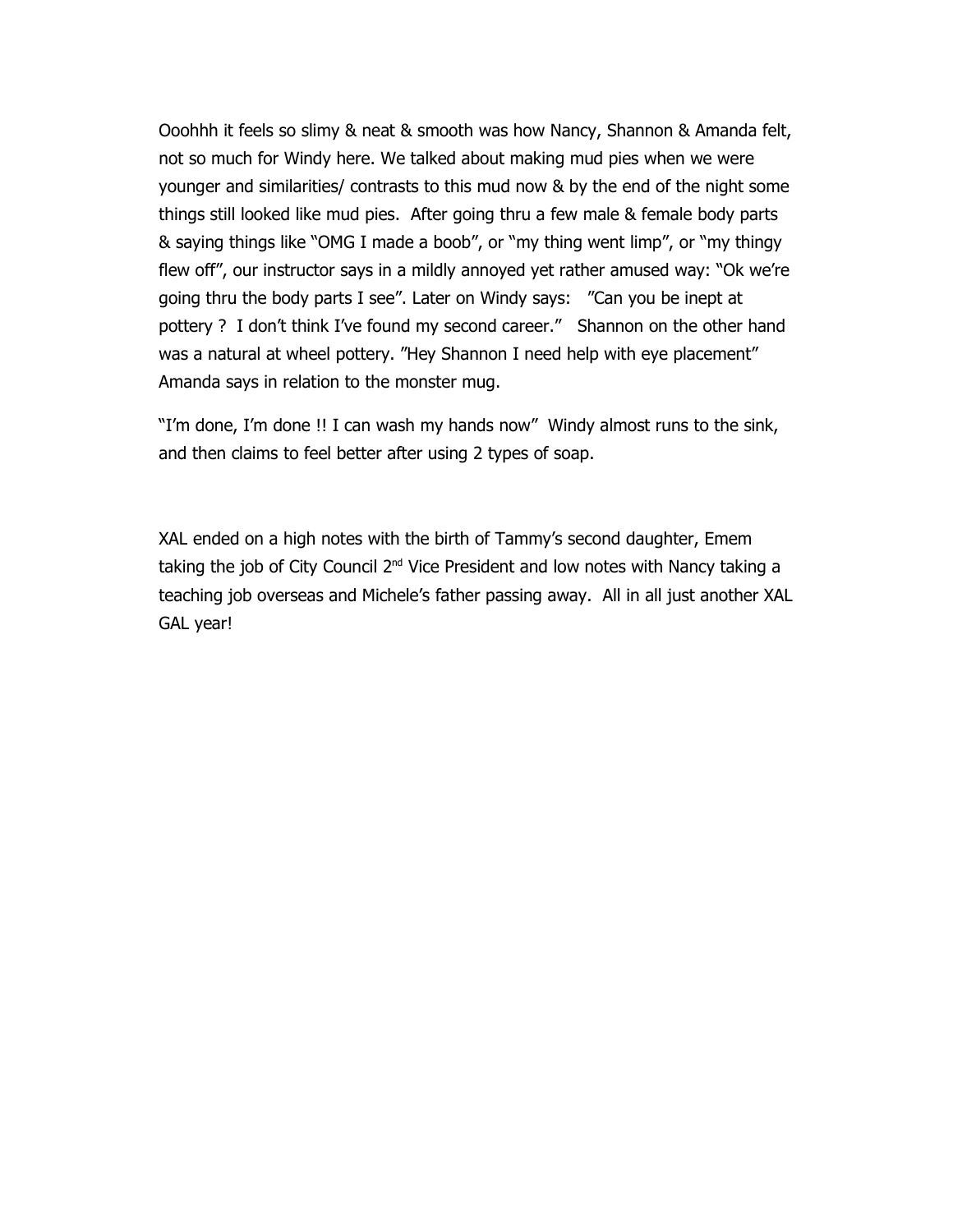Ooohhh it feels so slimy & neat & smooth was how Nancy, Shannon & Amanda felt, not so much for Windy here. We talked about making mud pies when we were younger and similarities/ contrasts to this mud now & by the end of the night some things still looked like mud pies. After going thru a few male & female body parts & saying things like "OMG I made a boob", or "my thing went limp", or "my thingy flew off", our instructor says in a mildly annoyed yet rather amused way: "Ok we're going thru the body parts I see". Later on Windy says: "Can you be inept at pottery ? I don't think I've found my second career." Shannon on the other hand was a natural at wheel pottery. "Hey Shannon I need help with eye placement" Amanda says in relation to the monster mug.

"I'm done, I'm done !! I can wash my hands now" Windy almost runs to the sink, and then claims to feel better after using 2 types of soap.

XAL ended on a high notes with the birth of Tammy's second daughter, Emem taking the job of City Council 2nd Vice President and low notes with Nancy taking a teaching job overseas and Michele's father passing away. All in all just another XAL GAL year!